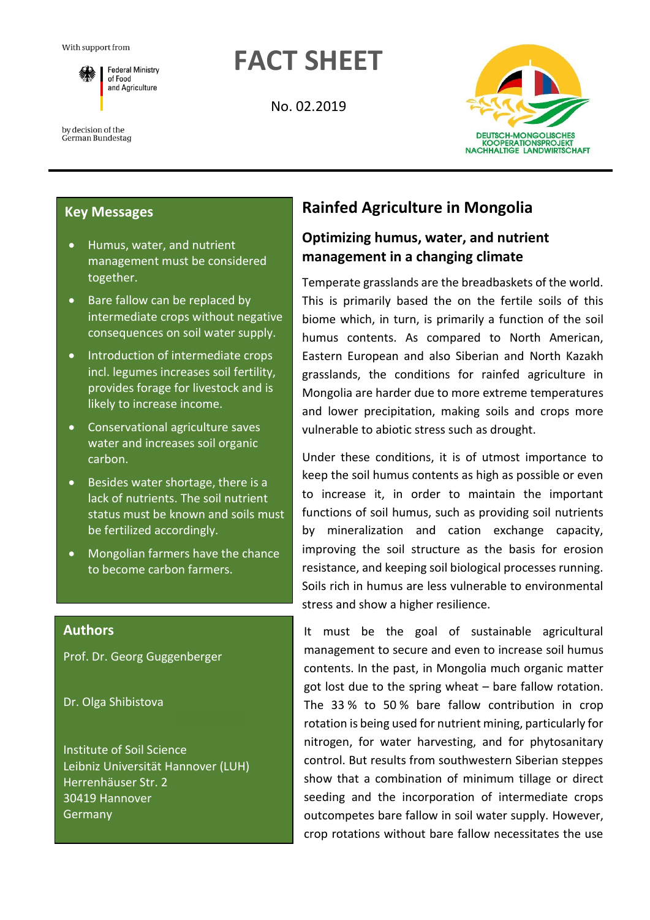With support from

Federal Ministry of Food and Agriculture

by decision of the German Bundestag

# FACT SHEET

No. 02.2019

DEUTSCH-MONGOLISCHES KOOPERATIONSPROJEKT NACHHALTIGE LANDWIRTSCHAFT

## Key Messages

- Humus, water, and nutrient management must be considered together.
- Bare fallow can be replaced by intermediate crops without negative consequences on soil water supply.
- Introduction of intermediate crops incl. legumes increases soil fertility, provides forage for livestock and is likely to increase income.
- Conservational agriculture saves water and increases soil organic carbon.
- Besides water shortage, there is a lack of nutrients. The soil nutrient status must be known and soils must be fertilized accordingly.
- Mongolian farmers have the chance to become carbon farmers.

## Authors

Prof. Dr. Georg Guggenberger

Dr. Olga Shibistova

Institute of Soil Science
Leibniz Universität Hannover (LUH)
Herrenhäuser Str. 2
30419 Hannover
Germany

# Rainfed Agriculture in Mongolia

## Optimizing humus, water, and nutrient management in a changing climate

Temperate grasslands are the breadbaskets of the world. This is primarily based the on the fertile soils of this biome which, in turn, is primarily a function of the soil humus contents. As compared to North American, Eastern European and also Siberian and North Kazakh grasslands, the conditions for rainfed agriculture in Mongolia are harder due to more extreme temperatures and lower precipitation, making soils and crops more vulnerable to abiotic stress such as drought.

Under these conditions, it is of utmost importance to keep the soil humus contents as high as possible or even to increase it, in order to maintain the important functions of soil humus, such as providing soil nutrients by mineralization and cation exchange capacity, improving the soil structure as the basis for erosion resistance, and keeping soil biological processes running. Soils rich in humus are less vulnerable to environmental stress and show a higher resilience.

It must be the goal of sustainable agricultural management to secure and even to increase soil humus contents. In the past, in Mongolia much organic matter got lost due to the spring wheat – bare fallow rotation. The 33 % to 50 % bare fallow contribution in crop rotation is being used for nutrient mining, particularly for nitrogen, for water harvesting, and for phytosanitary control. But results from southwestern Siberian steppes show that a combination of minimum tillage or direct seeding and the incorporation of intermediate crops outcompetes bare fallow in soil water supply. However, crop rotations without bare fallow necessitates the use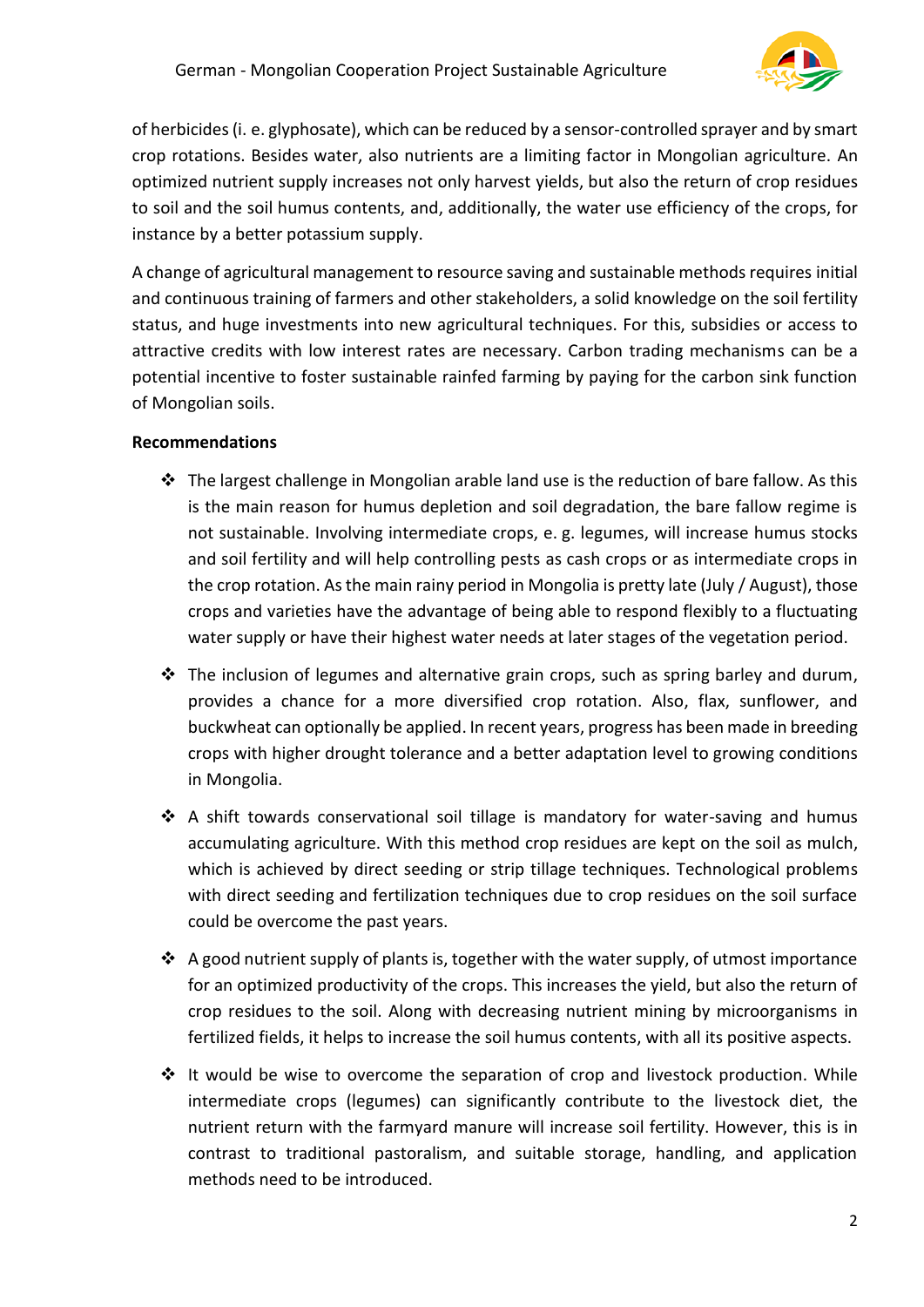of herbicides (i. e. glyphosate), which can be reduced by a sensor-controlled sprayer and by smart crop rotations. Besides water, also nutrients are a limiting factor in Mongolian agriculture. An optimized nutrient supply increases not only harvest yields, but also the return of crop residues to soil and the soil humus contents, and, additionally, the water use efficiency of the crops, for instance by a better potassium supply.

A change of agricultural management to resource saving and sustainable methods requires initial and continuous training of farmers and other stakeholders, a solid knowledge on the soil fertility status, and huge investments into new agricultural techniques. For this, subsidies or access to attractive credits with low interest rates are necessary. Carbon trading mechanisms can be a potential incentive to foster sustainable rainfed farming by paying for the carbon sink function of Mongolian soils.

**Recommendations**

- The largest challenge in Mongolian arable land use is the reduction of bare fallow. As this is the main reason for humus depletion and soil degradation, the bare fallow regime is not sustainable. Involving intermediate crops, e. g. legumes, will increase humus stocks and soil fertility and will help controlling pests as cash crops or as intermediate crops in the crop rotation. As the main rainy period in Mongolia is pretty late (July / August), those crops and varieties have the advantage of being able to respond flexibly to a fluctuating water supply or have their highest water needs at later stages of the vegetation period.
- The inclusion of legumes and alternative grain crops, such as spring barley and durum, provides a chance for a more diversified crop rotation. Also, flax, sunflower, and buckwheat can optionally be applied. In recent years, progress has been made in breeding crops with higher drought tolerance and a better adaptation level to growing conditions in Mongolia.
- A shift towards conservational soil tillage is mandatory for water-saving and humus accumulating agriculture. With this method crop residues are kept on the soil as mulch, which is achieved by direct seeding or strip tillage techniques. Technological problems with direct seeding and fertilization techniques due to crop residues on the soil surface could be overcome the past years.
- A good nutrient supply of plants is, together with the water supply, of utmost importance for an optimized productivity of the crops. This increases the yield, but also the return of crop residues to the soil. Along with decreasing nutrient mining by microorganisms in fertilized fields, it helps to increase the soil humus contents, with all its positive aspects.
- It would be wise to overcome the separation of crop and livestock production. While intermediate crops (legumes) can significantly contribute to the livestock diet, the nutrient return with the farmyard manure will increase soil fertility. However, this is in contrast to traditional pastoralism, and suitable storage, handling, and application methods need to be introduced.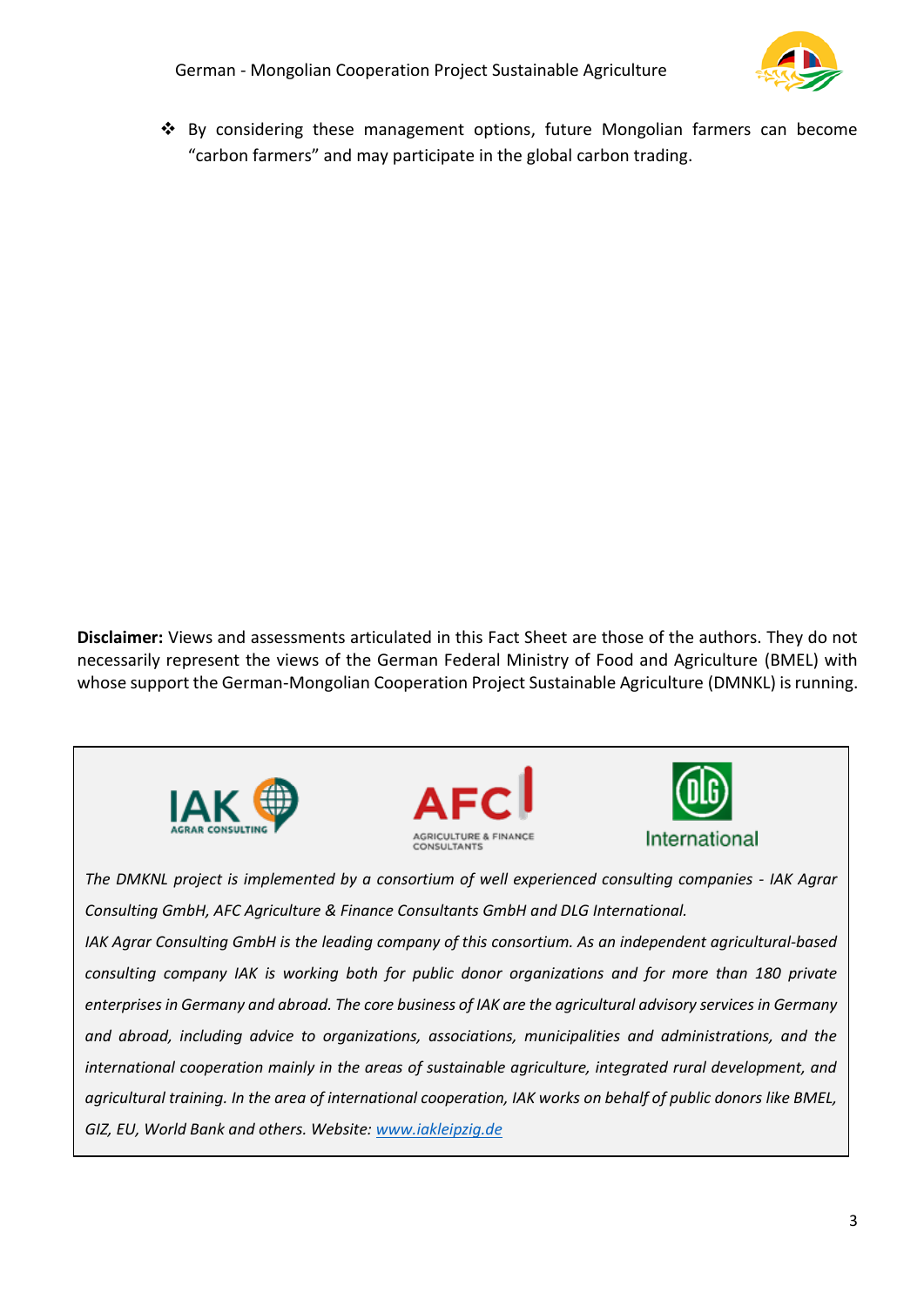- By considering these management options, future Mongolian farmers can become "carbon farmers" and may participate in the global carbon trading.

**Disclaimer:** Views and assessments articulated in this Fact Sheet are those of the authors. They do not necessarily represent the views of the German Federal Ministry of Food and Agriculture (BMEL) with whose support the German-Mongolian Cooperation Project Sustainable Agriculture (DMNKL) is running.

IAK AGRAR CONSULTING

AFC AGRICULTURE & FINANCE CONSULTANTS

DLG International

*The DMKNL project is implemented by a consortium of well experienced consulting companies - IAK Agrar Consulting GmbH, AFC Agriculture & Finance Consultants GmbH and DLG International.*

*IAK Agrar Consulting GmbH is the leading company of this consortium. As an independent agricultural-based consulting company IAK is working both for public donor organizations and for more than 180 private enterprises in Germany and abroad. The core business of IAK are the agricultural advisory services in Germany and abroad, including advice to organizations, associations, municipalities and administrations, and the international cooperation mainly in the areas of sustainable agriculture, integrated rural development, and agricultural training. In the area of international cooperation, IAK works on behalf of public donors like BMEL, GIZ, EU, World Bank and others. Website: [www.iakleipzig.de](http://www.iakleipzig.de)*